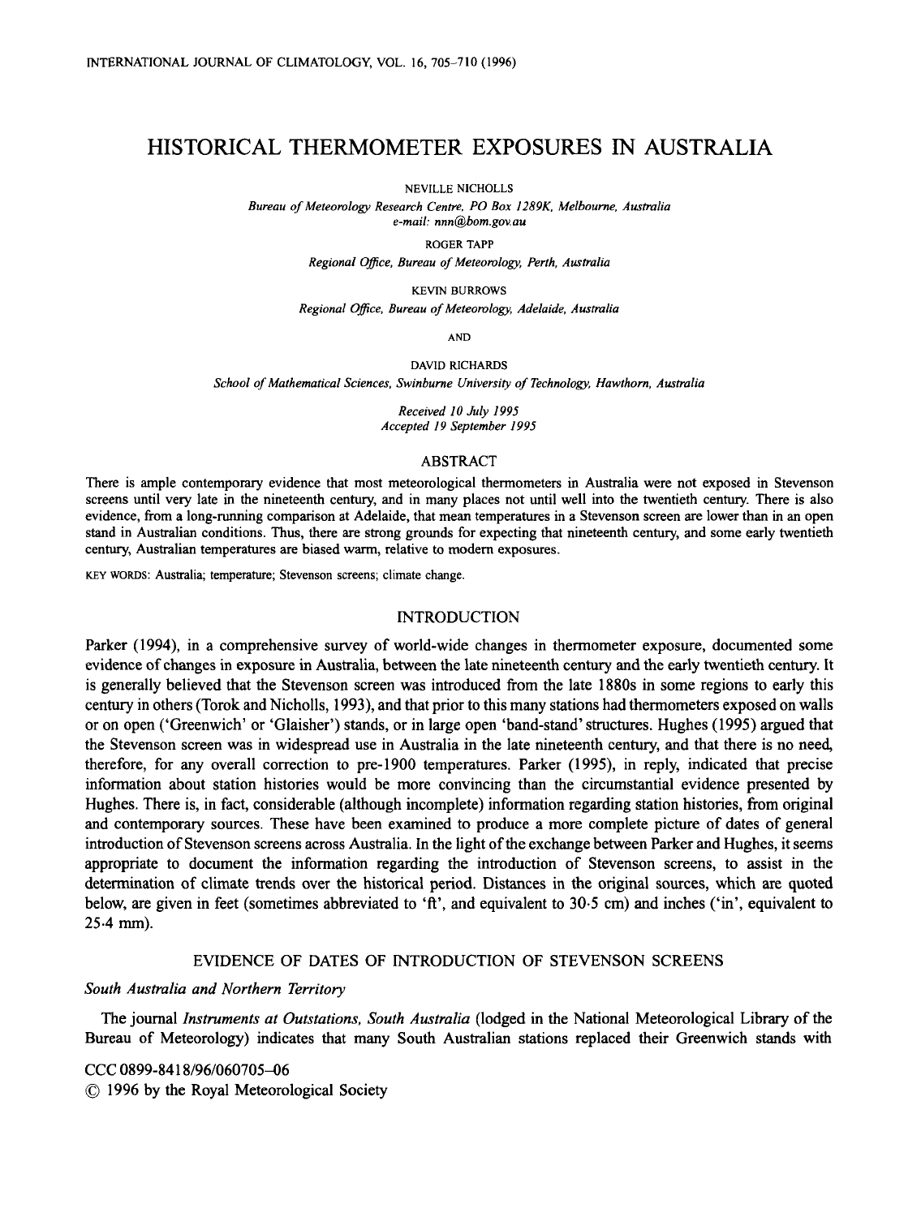# HISTORICAL THERMOMETER EXPOSURES IN AUSTRALIA

NEVILLE NICHOLLS

*Bureau of Meteorology Research Centre, PO Box 1289K, Melbourne, Australia*
*e-mail: nnn@bom.gov.au*

ROGER TAPP

*Regional Office, Bureau of Meteorology, Perth, Australia*

KEVIN BURROWS

*Regional Office, Bureau of Meteorology, Adelaide, Australia*

AND

DAVID RICHARDS

*School of Mathematical Sciences, Swinburne University of Technology, Hawthorn, Australia*

*Received 10 July 1995*
*Accepted 19 September 1995*

## ABSTRACT

There is ample contemporary evidence that most meteorological thermometers in Australia were not exposed in Stevenson screens until very late in the nineteenth century, and in many places not until well into the twentieth century. There is also evidence, from a long-running comparison at Adelaide, that mean temperatures in a Stevenson screen are lower than in an open stand in Australian conditions. Thus, there are strong grounds for expecting that nineteenth century, and some early twentieth century, Australian temperatures are biased warm, relative to modern exposures.

KEY WORDS: Australia; temperature; Stevenson screens; climate change.

## INTRODUCTION

Parker (1994), in a comprehensive survey of world-wide changes in thermometer exposure, documented some evidence of changes in exposure in Australia, between the late nineteenth century and the early twentieth century. It is generally believed that the Stevenson screen was introduced from the late 1880s in some regions to early this century in others (Torok and Nicholls, 1993), and that prior to this many stations had thermometers exposed on walls or on open ('Greenwich' or 'Glaisher') stands, or in large open 'band-stand' structures. Hughes (1995) argued that the Stevenson screen was in widespread use in Australia in the late nineteenth century, and that there is no need, therefore, for any overall correction to pre-1900 temperatures. Parker (1995), in reply, indicated that precise information about station histories would be more convincing than the circumstantial evidence presented by Hughes. There is, in fact, considerable (although incomplete) information regarding station histories, from original and contemporary sources. These have been examined to produce a more complete picture of dates of general introduction of Stevenson screens across Australia. In the light of the exchange between Parker and Hughes, it seems appropriate to document the information regarding the introduction of Stevenson screens, to assist in the determination of climate trends over the historical period. Distances in the original sources, which are quoted below, are given in feet (sometimes abbreviated to 'ft', and equivalent to 30·5 cm) and inches ('in', equivalent to 25·4 mm).

## EVIDENCE OF DATES OF INTRODUCTION OF STEVENSON SCREENS

### *South Australia and Northern Territory*

The journal *Instruments at Outstations, South Australia* (lodged in the National Meteorological Library of the Bureau of Meteorology) indicates that many South Australian stations replaced their Greenwich stands with

CCC 0899-8418/96/060705-06
© 1996 by the Royal Meteorological Society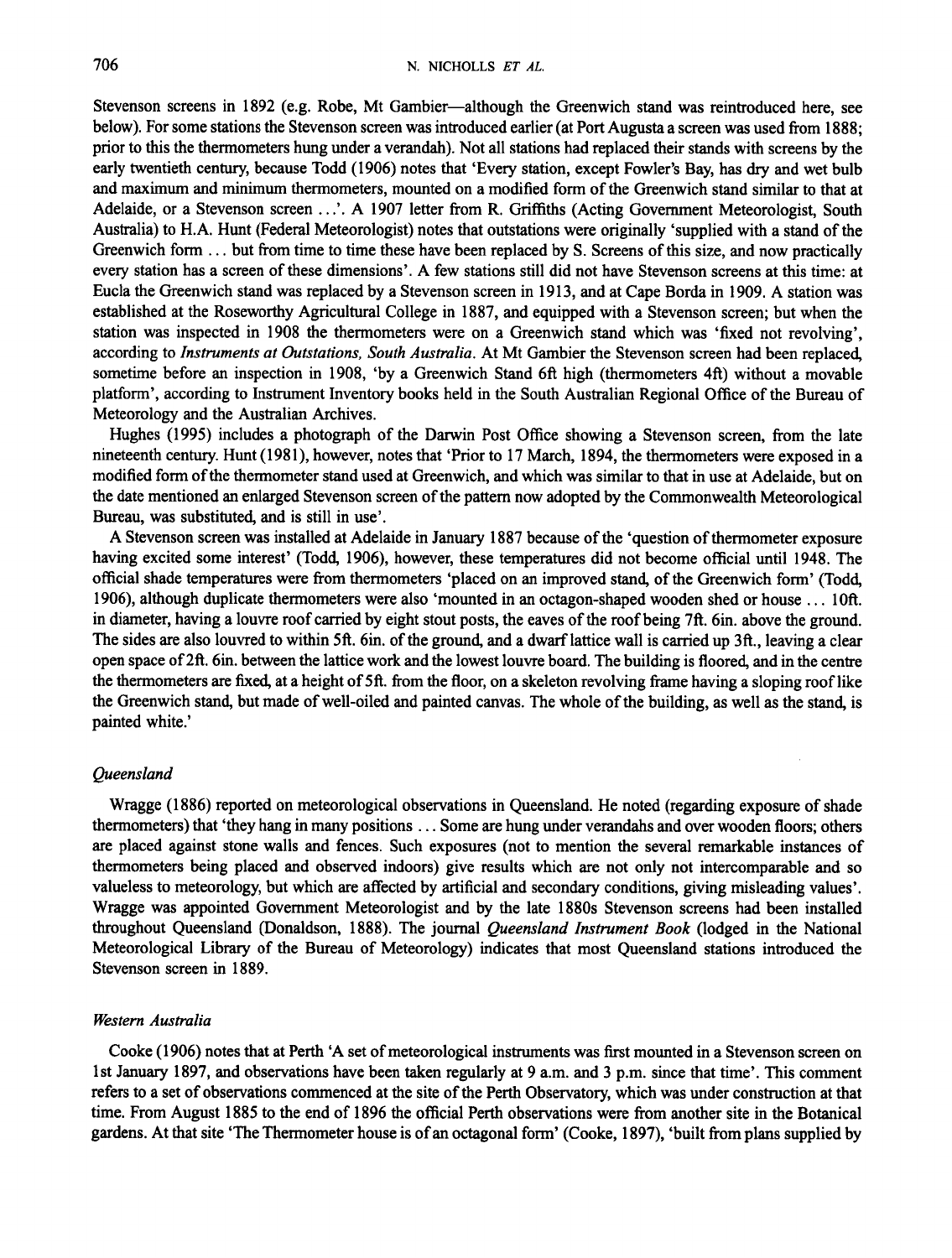Stevenson screens in 1892 (e.g. Robe, Mt Gambier—although the Greenwich stand was reintroduced here, see below). For some stations the Stevenson screen was introduced earlier (at Port Augusta a screen was used from 1888; prior to this the thermometers hung under a verandah). Not all stations had replaced their stands with screens by the early twentieth century, because Todd (1906) notes that 'Every station, except Fowler's Bay, has dry and wet bulb and maximum and minimum thermometers, mounted on a modified form of the Greenwich stand similar to that at Adelaide, or a Stevenson screen ...'. A 1907 letter from R. Griffiths (Acting Government Meteorologist, South Australia) to H.A. Hunt (Federal Meteorologist) notes that outstations were originally 'supplied with a stand of the Greenwich form ... but from time to time these have been replaced by S. Screens of this size, and now practically every station has a screen of these dimensions'. A few stations still did not have Stevenson screens at this time: at Eucla the Greenwich stand was replaced by a Stevenson screen in 1913, and at Cape Borda in 1909. A station was established at the Roseworthy Agricultural College in 1887, and equipped with a Stevenson screen; but when the station was inspected in 1908 the thermometers were on a Greenwich stand which was 'fixed not revolving', according to *Instruments at Outstations, South Australia*. At Mt Gambier the Stevenson screen had been replaced, sometime before an inspection in 1908, 'by a Greenwich Stand 6ft high (thermometers 4ft) without a movable platform', according to Instrument Inventory books held in the South Australian Regional Office of the Bureau of Meteorology and the Australian Archives.

Hughes (1995) includes a photograph of the Darwin Post Office showing a Stevenson screen, from the late nineteenth century. Hunt (1981), however, notes that 'Prior to 17 March, 1894, the thermometers were exposed in a modified form of the thermometer stand used at Greenwich, and which was similar to that in use at Adelaide, but on the date mentioned an enlarged Stevenson screen of the pattern now adopted by the Commonwealth Meteorological Bureau, was substituted, and is still in use'.

A Stevenson screen was installed at Adelaide in January 1887 because of the 'question of thermometer exposure having excited some interest' (Todd, 1906), however, these temperatures did not become official until 1948. The official shade temperatures were from thermometers 'placed on an improved stand, of the Greenwich form' (Todd, 1906), although duplicate thermometers were also 'mounted in an octagon-shaped wooden shed or house ... 10ft. in diameter, having a louvre roof carried by eight stout posts, the eaves of the roof being 7ft. 6in. above the ground. The sides are also louvred to within 5ft. 6in. of the ground, and a dwarf lattice wall is carried up 3ft., leaving a clear open space of 2ft. 6in. between the lattice work and the lowest louvre board. The building is floored, and in the centre the thermometers are fixed, at a height of 5ft. from the floor, on a skeleton revolving frame having a sloping roof like the Greenwich stand, but made of well-oiled and painted canvas. The whole of the building, as well as the stand, is painted white.'

### *Queensland*

Wragge (1886) reported on meteorological observations in Queensland. He noted (regarding exposure of shade thermometers) that 'they hang in many positions ... Some are hung under verandahs and over wooden floors; others are placed against stone walls and fences. Such exposures (not to mention the several remarkable instances of thermometers being placed and observed indoors) give results which are not only not intercomparable and so valueless to meteorology, but which are affected by artificial and secondary conditions, giving misleading values'. Wragge was appointed Government Meteorologist and by the late 1880s Stevenson screens had been installed throughout Queensland (Donaldson, 1888). The journal *Queensland Instrument Book* (lodged in the National Meteorological Library of the Bureau of Meteorology) indicates that most Queensland stations introduced the Stevenson screen in 1889.

### *Western Australia*

Cooke (1906) notes that at Perth 'A set of meteorological instruments was first mounted in a Stevenson screen on 1st January 1897, and observations have been taken regularly at 9 a.m. and 3 p.m. since that time'. This comment refers to a set of observations commenced at the site of the Perth Observatory, which was under construction at that time. From August 1885 to the end of 1896 the official Perth observations were from another site in the Botanical gardens. At that site 'The Thermometer house is of an octagonal form' (Cooke, 1897), 'built from plans supplied by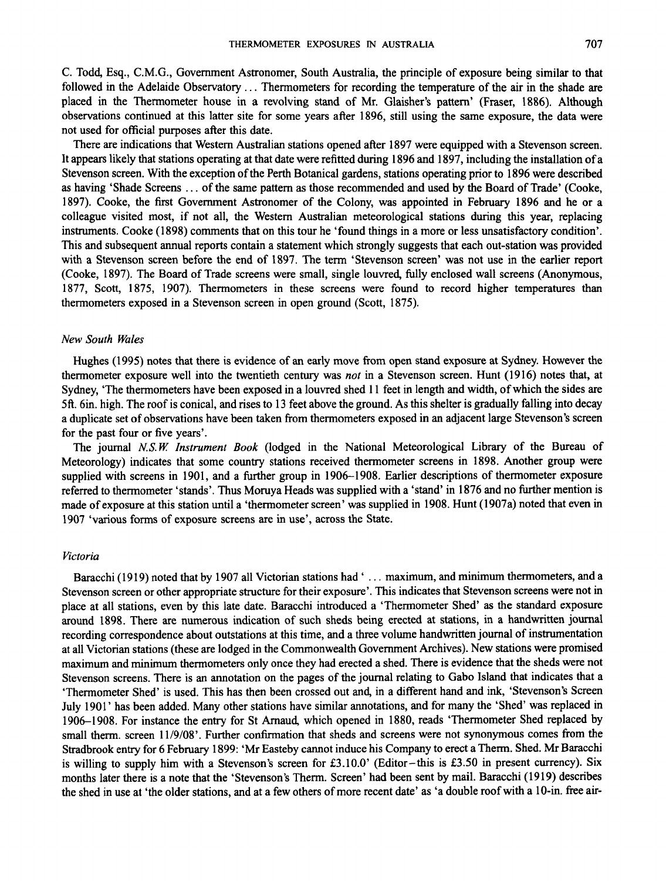C. Todd, Esq., C.M.G., Government Astronomer, South Australia, the principle of exposure being similar to that followed in the Adelaide Observatory ... Thermometers for recording the temperature of the air in the shade are placed in the Thermometer house in a revolving stand of Mr. Glaisher's pattern' (Fraser, 1886). Although observations continued at this latter site for some years after 1896, still using the same exposure, the data were not used for official purposes after this date.

There are indications that Western Australian stations opened after 1897 were equipped with a Stevenson screen. It appears likely that stations operating at that date were refitted during 1896 and 1897, including the installation of a Stevenson screen. With the exception of the Perth Botanical gardens, stations operating prior to 1896 were described as having 'Shade Screens ... of the same pattern as those recommended and used by the Board of Trade' (Cooke, 1897). Cooke, the first Government Astronomer of the Colony, was appointed in February 1896 and he or a colleague visited most, if not all, the Western Australian meteorological stations during this year, replacing instruments. Cooke (1898) comments that on this tour he 'found things in a more or less unsatisfactory condition'. This and subsequent annual reports contain a statement which strongly suggests that each out-station was provided with a Stevenson screen before the end of 1897. The term 'Stevenson screen' was not use in the earlier report (Cooke, 1897). The Board of Trade screens were small, single louvred, fully enclosed wall screens (Anonymous, 1877, Scott, 1875, 1907). Thermometers in these screens were found to record higher temperatures than thermometers exposed in a Stevenson screen in open ground (Scott, 1875).

### *New South Wales*

Hughes (1995) notes that there is evidence of an early move from open stand exposure at Sydney. However the thermometer exposure well into the twentieth century was *not* in a Stevenson screen. Hunt (1916) notes that, at Sydney, 'The thermometers have been exposed in a louvred shed 11 feet in length and width, of which the sides are 5ft. 6in. high. The roof is conical, and rises to 13 feet above the ground. As this shelter is gradually falling into decay a duplicate set of observations have been taken from thermometers exposed in an adjacent large Stevenson's screen for the past four or five years'.

The journal *N.S.W. Instrument Book* (lodged in the National Meteorological Library of the Bureau of Meteorology) indicates that some country stations received thermometer screens in 1898. Another group were supplied with screens in 1901, and a further group in 1906–1908. Earlier descriptions of thermometer exposure referred to thermometer 'stands'. Thus Moruya Heads was supplied with a 'stand' in 1876 and no further mention is made of exposure at this station until a 'thermometer screen' was supplied in 1908. Hunt (1907a) noted that even in 1907 'various forms of exposure screens are in use', across the State.

### *Victoria*

Baracchi (1919) noted that by 1907 all Victorian stations had ' ... maximum, and minimum thermometers, and a Stevenson screen or other appropriate structure for their exposure'. This indicates that Stevenson screens were not in place at all stations, even by this late date. Baracchi introduced a 'Thermometer Shed' as the standard exposure around 1898. There are numerous indication of such sheds being erected at stations, in a handwritten journal recording correspondence about outstations at this time, and a three volume handwritten journal of instrumentation at all Victorian stations (these are lodged in the Commonwealth Government Archives). New stations were promised maximum and minimum thermometers only once they had erected a shed. There is evidence that the sheds were not Stevenson screens. There is an annotation on the pages of the journal relating to Gabo Island that indicates that a 'Thermometer Shed' is used. This has then been crossed out and, in a different hand and ink, 'Stevenson's Screen July 1901' has been added. Many other stations have similar annotations, and for many the 'Shed' was replaced in 1906–1908. For instance the entry for St Arnaud, which opened in 1880, reads 'Thermometer Shed replaced by small therm. screen 11/9/08'. Further confirmation that sheds and screens were not synonymous comes from the Stradbrook entry for 6 February 1899: 'Mr Easteby cannot induce his Company to erect a Therm. Shed. Mr Baracchi is willing to supply him with a Stevenson's screen for £3.10.0' (Editor–this is £3.50 in present currency). Six months later there is a note that the 'Stevenson's Therm. Screen' had been sent by mail. Baracchi (1919) describes the shed in use at 'the older stations, and at a few others of more recent date' as 'a double roof with a 10-in. free air-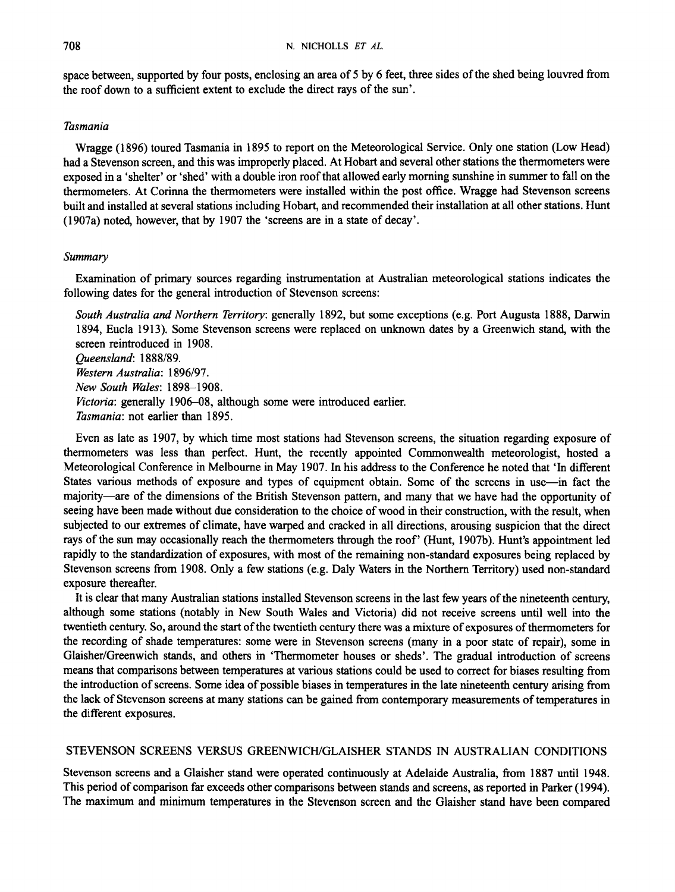space between, supported by four posts, enclosing an area of 5 by 6 feet, three sides of the shed being louvred from the roof down to a sufficient extent to exclude the direct rays of the sun'.

*Tasmania*

Wragge (1896) toured Tasmania in 1895 to report on the Meteorological Service. Only one station (Low Head) had a Stevenson screen, and this was improperly placed. At Hobart and several other stations the thermometers were exposed in a 'shelter' or 'shed' with a double iron roof that allowed early morning sunshine in summer to fall on the thermometers. At Corinna the thermometers were installed within the post office. Wragge had Stevenson screens built and installed at several stations including Hobart, and recommended their installation at all other stations. Hunt (1907a) noted, however, that by 1907 the 'screens are in a state of decay'.

*Summary*

Examination of primary sources regarding instrumentation at Australian meteorological stations indicates the following dates for the general introduction of Stevenson screens:

*South Australia and Northern Territory*: generally 1892, but some exceptions (e.g. Port Augusta 1888, Darwin 1894, Eucla 1913). Some Stevenson screens were replaced on unknown dates by a Greenwich stand, with the screen reintroduced in 1908.
*Queensland*: 1888/89.
*Western Australia*: 1896/97.
*New South Wales*: 1898–1908.
*Victoria*: generally 1906–08, although some were introduced earlier.
*Tasmania*: not earlier than 1895.

Even as late as 1907, by which time most stations had Stevenson screens, the situation regarding exposure of thermometers was less than perfect. Hunt, the recently appointed Commonwealth meteorologist, hosted a Meteorological Conference in Melbourne in May 1907. In his address to the Conference he noted that 'In different States various methods of exposure and types of equipment obtain. Some of the screens in use—in fact the majority—are of the dimensions of the British Stevenson pattern, and many that we have had the opportunity of seeing have been made without due consideration to the choice of wood in their construction, with the result, when subjected to our extremes of climate, have warped and cracked in all directions, arousing suspicion that the direct rays of the sun may occasionally reach the thermometers through the roof' (Hunt, 1907b). Hunt's appointment led rapidly to the standardization of exposures, with most of the remaining non-standard exposures being replaced by Stevenson screens from 1908. Only a few stations (e.g. Daly Waters in the Northern Territory) used non-standard exposure thereafter.

It is clear that many Australian stations installed Stevenson screens in the last few years of the nineteenth century, although some stations (notably in New South Wales and Victoria) did not receive screens until well into the twentieth century. So, around the start of the twentieth century there was a mixture of exposures of thermometers for the recording of shade temperatures: some were in Stevenson screens (many in a poor state of repair), some in Glaisher/Greenwich stands, and others in 'Thermometer houses or sheds'. The gradual introduction of screens means that comparisons between temperatures at various stations could be used to correct for biases resulting from the introduction of screens. Some idea of possible biases in temperatures in the late nineteenth century arising from the lack of Stevenson screens at many stations can be gained from contemporary measurements of temperatures in the different exposures.

## STEVENSON SCREENS VERSUS GREENWICH/GLAISHER STANDS IN AUSTRALIAN CONDITIONS

Stevenson screens and a Glaisher stand were operated continuously at Adelaide Australia, from 1887 until 1948. This period of comparison far exceeds other comparisons between stands and screens, as reported in Parker (1994). The maximum and minimum temperatures in the Stevenson screen and the Glaisher stand have been compared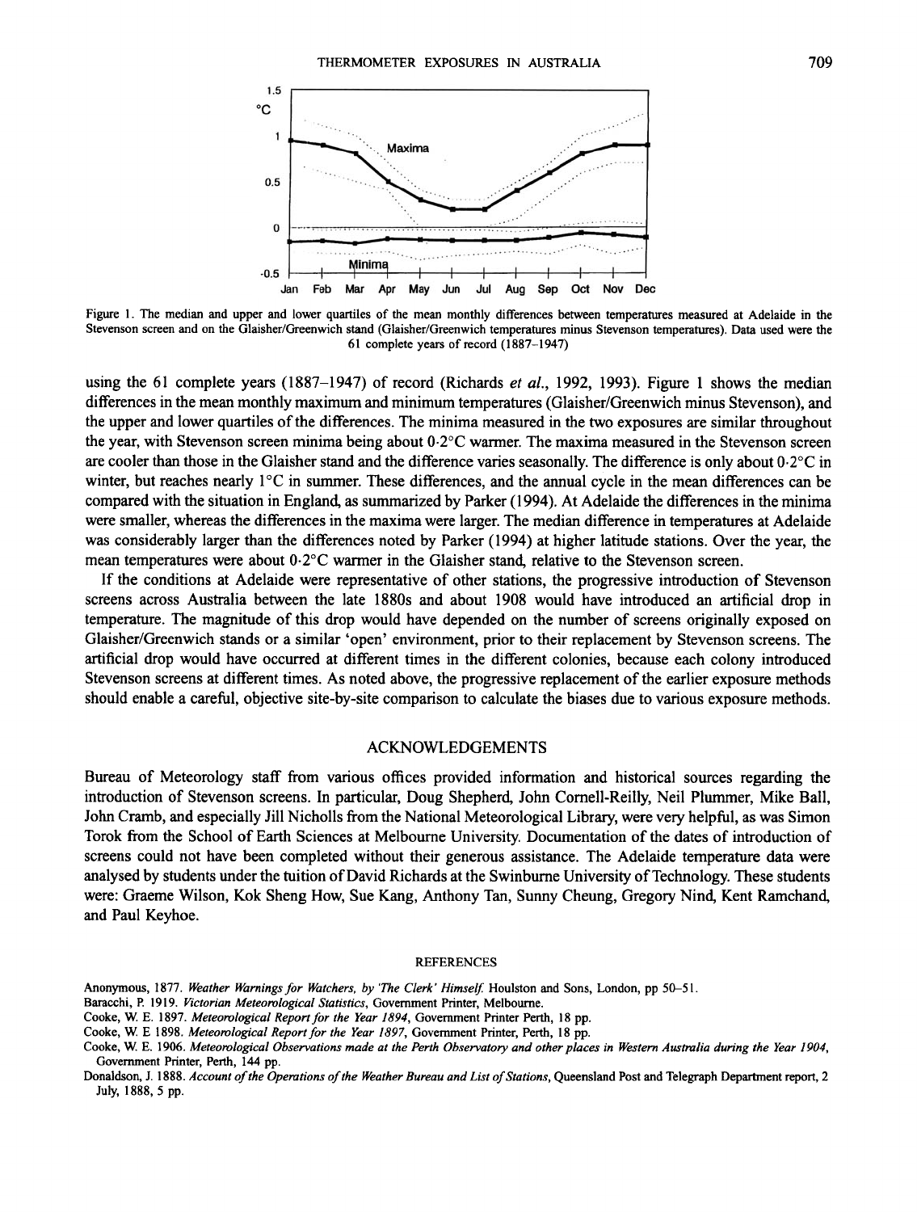Figure 1. The median and upper and lower quartiles of the mean monthly differences between temperatures measured at Adelaide in the Stevenson screen and on the Glaisher/Greenwich stand (Glaisher/Greenwich temperatures minus Stevenson temperatures). Data used were the 61 complete years of record (1887–1947)

using the 61 complete years (1887–1947) of record (Richards *et al.*, 1992, 1993). Figure 1 shows the median differences in the mean monthly maximum and minimum temperatures (Glaisher/Greenwich minus Stevenson), and the upper and lower quartiles of the differences. The minima measured in the two exposures are similar throughout the year, with Stevenson screen minima being about 0·2°C warmer. The maxima measured in the Stevenson screen are cooler than those in the Glaisher stand and the difference varies seasonally. The difference is only about 0·2°C in winter, but reaches nearly 1°C in summer. These differences, and the annual cycle in the mean differences can be compared with the situation in England, as summarized by Parker (1994). At Adelaide the differences in the minima were smaller, whereas the differences in the maxima were larger. The median difference in temperatures at Adelaide was considerably larger than the differences noted by Parker (1994) at higher latitude stations. Over the year, the mean temperatures were about 0·2°C warmer in the Glaisher stand, relative to the Stevenson screen.

If the conditions at Adelaide were representative of other stations, the progressive introduction of Stevenson screens across Australia between the late 1880s and about 1908 would have introduced an artificial drop in temperature. The magnitude of this drop would have depended on the number of screens originally exposed on Glaisher/Greenwich stands or a similar 'open' environment, prior to their replacement by Stevenson screens. The artificial drop would have occurred at different times in the different colonies, because each colony introduced Stevenson screens at different times. As noted above, the progressive replacement of the earlier exposure methods should enable a careful, objective site-by-site comparison to calculate the biases due to various exposure methods.

## ACKNOWLEDGEMENTS

Bureau of Meteorology staff from various offices provided information and historical sources regarding the introduction of Stevenson screens. In particular, Doug Shepherd, John Cornell-Reilly, Neil Plummer, Mike Ball, John Cramb, and especially Jill Nicholls from the National Meteorological Library, were very helpful, as was Simon Torok from the School of Earth Sciences at Melbourne University. Documentation of the dates of introduction of screens could not have been completed without their generous assistance. The Adelaide temperature data were analysed by students under the tuition of David Richards at the Swinburne University of Technology. These students were: Graeme Wilson, Kok Sheng How, Sue Kang, Anthony Tan, Sunny Cheung, Gregory Nind, Kent Ramchand, and Paul Keyhoe.

## REFERENCES

Anonymous, 1877. *Weather Warnings for Watchers, by 'The Clerk' Himself.* Houlston and Sons, London, pp 50–51.

Baracchi, P. 1919. *Victorian Meteorological Statistics*, Government Printer, Melbourne.

Cooke, W. E. 1897. *Meteorological Report for the Year 1894*, Government Printer Perth, 18 pp.

Cooke, W. E 1898. *Meteorological Report for the Year 1897*, Government Printer, Perth, 18 pp.

Cooke, W. E. 1906. *Meteorological Observations made at the Perth Observatory and other places in Western Australia during the Year 1904*, Government Printer, Perth, 144 pp.

Donaldson, J. 1888. *Account of the Operations of the Weather Bureau and List of Stations*, Queensland Post and Telegraph Department report, 2 July, 1888, 5 pp.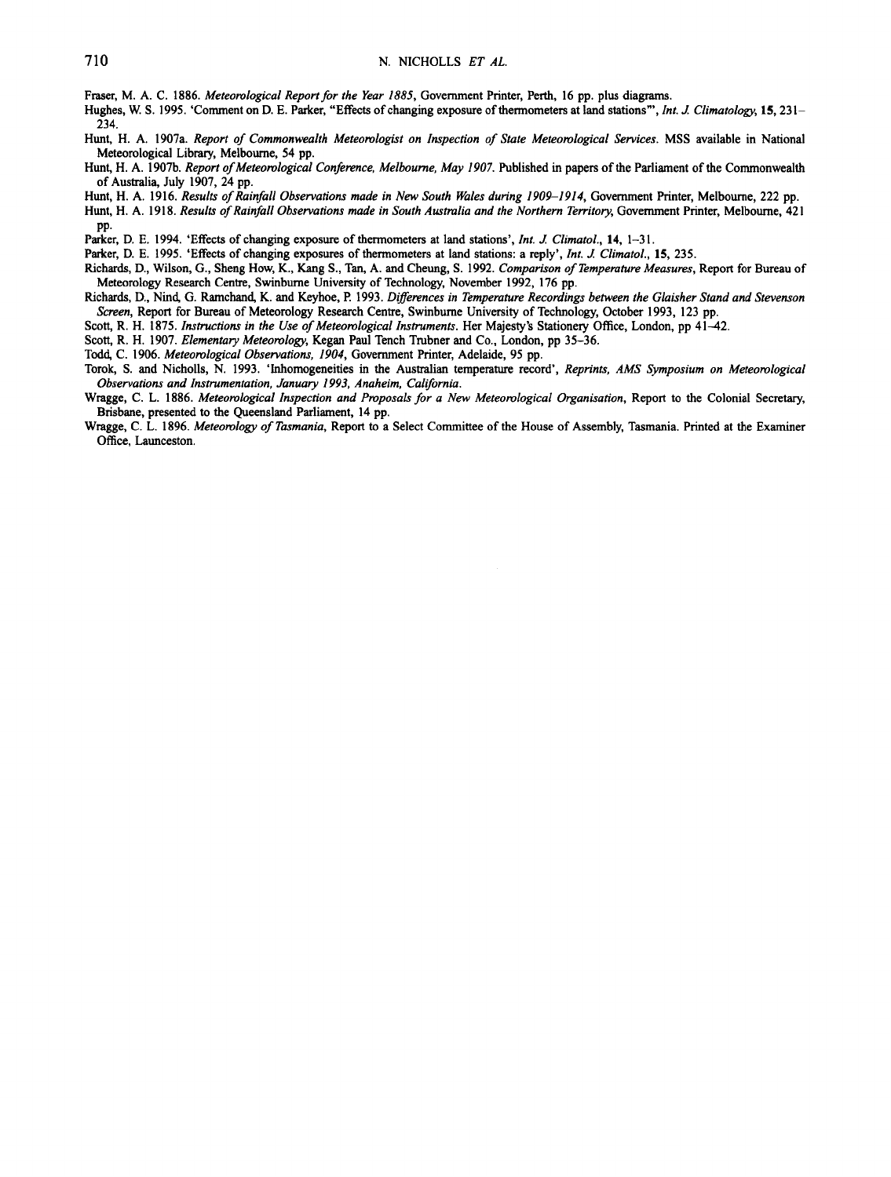Fraser, M. A. C. 1886. *Meteorological Report for the Year 1885*, Government Printer, Perth, 16 pp. plus diagrams.

Hughes, W. S. 1995. 'Comment on D. E. Parker, "Effects of changing exposure of thermometers at land stations"', *Int. J. Climatology*, **15**, 231–234.

Hunt, H. A. 1907a. *Report of Commonwealth Meteorologist on Inspection of State Meteorological Services*. MSS available in National Meteorological Library, Melbourne, 54 pp.

Hunt, H. A. 1907b. *Report of Meteorological Conference, Melbourne, May 1907*. Published in papers of the Parliament of the Commonwealth of Australia, July 1907, 24 pp.

Hunt, H. A. 1916. *Results of Rainfall Observations made in New South Wales during 1909–1914*, Government Printer, Melbourne, 222 pp.

Hunt, H. A. 1918. *Results of Rainfall Observations made in South Australia and the Northern Territory*, Government Printer, Melbourne, 421 pp.

Parker, D. E. 1994. 'Effects of changing exposure of thermometers at land stations', *Int. J. Climatol.*, **14**, 1–31.

Parker, D. E. 1995. 'Effects of changing exposures of thermometers at land stations: a reply', *Int. J. Climatol.*, **15**, 235.

Richards, D., Wilson, G., Sheng How, K., Kang S., Tan, A. and Cheung, S. 1992. *Comparison of Temperature Measures*, Report for Bureau of Meteorology Research Centre, Swinburne University of Technology, November 1992, 176 pp.

Richards, D., Nind, G. Ramchand, K. and Keyhoe, P. 1993. *Differences in Temperature Recordings between the Glaisher Stand and Stevenson Screen*, Report for Bureau of Meteorology Research Centre, Swinburne University of Technology, October 1993, 123 pp.

Scott, R. H. 1875. *Instructions in the Use of Meteorological Instruments*. Her Majesty's Stationery Office, London, pp 41–42.

Scott, R. H. 1907. *Elementary Meteorology*, Kegan Paul Tench Trubner and Co., London, pp 35–36.

Todd, C. 1906. *Meteorological Observations, 1904*, Government Printer, Adelaide, 95 pp.

Torok, S. and Nicholls, N. 1993. 'Inhomogeneities in the Australian temperature record', *Reprints, AMS Symposium on Meteorological Observations and Instrumentation, January 1993, Anaheim, California*.

Wragge, C. L. 1886. *Meteorological Inspection and Proposals for a New Meteorological Organisation*, Report to the Colonial Secretary, Brisbane, presented to the Queensland Parliament, 14 pp.

Wragge, C. L. 1896. *Meteorology of Tasmania*, Report to a Select Committee of the House of Assembly, Tasmania. Printed at the Examiner Office, Launceston.